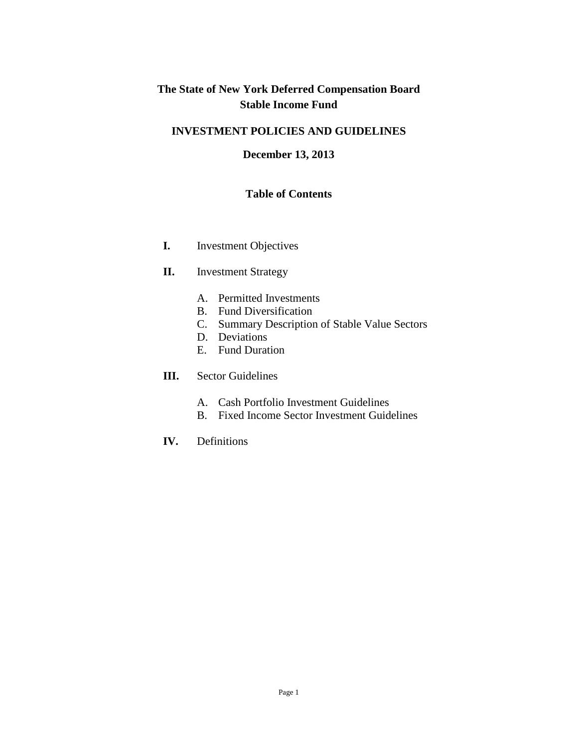# The State of New York Deferred Compensation Board
# Stable Income Fund

## INVESTMENT POLICIES AND GUIDELINES

**December 13, 2013**

### Table of Contents

**I.** Investment Objectives

**II.** Investment Strategy

- A. Permitted Investments
- B. Fund Diversification
- C. Summary Description of Stable Value Sectors
- D. Deviations
- E. Fund Duration

**III.** Sector Guidelines

- A. Cash Portfolio Investment Guidelines
- B. Fixed Income Sector Investment Guidelines

**IV.** Definitions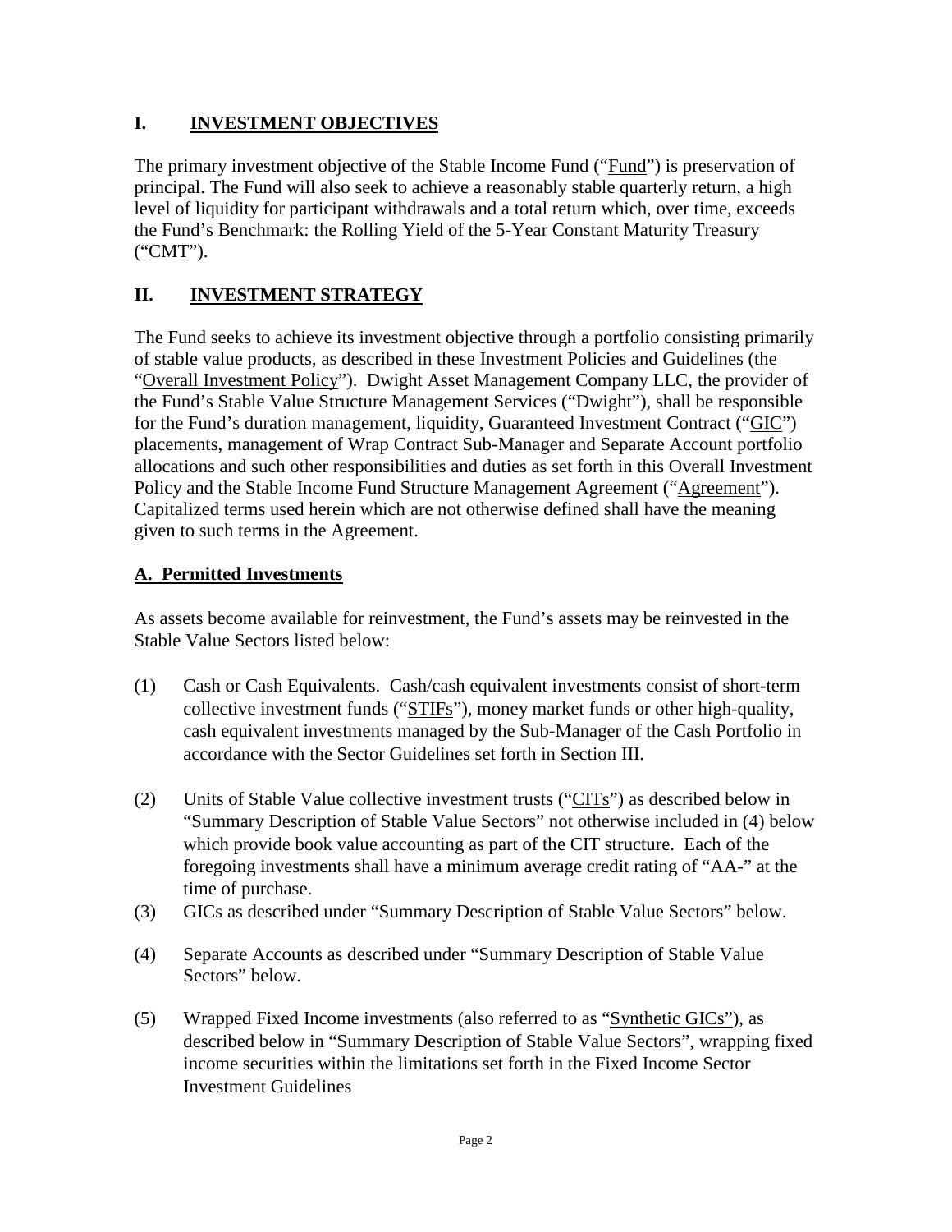## I. INVESTMENT OBJECTIVES

The primary investment objective of the Stable Income Fund ("Fund") is preservation of principal. The Fund will also seek to achieve a reasonably stable quarterly return, a high level of liquidity for participant withdrawals and a total return which, over time, exceeds the Fund's Benchmark: the Rolling Yield of the 5-Year Constant Maturity Treasury ("CMT").

## II. INVESTMENT STRATEGY

The Fund seeks to achieve its investment objective through a portfolio consisting primarily of stable value products, as described in these Investment Policies and Guidelines (the "Overall Investment Policy"). Dwight Asset Management Company LLC, the provider of the Fund's Stable Value Structure Management Services ("Dwight"), shall be responsible for the Fund's duration management, liquidity, Guaranteed Investment Contract ("GIC") placements, management of Wrap Contract Sub-Manager and Separate Account portfolio allocations and such other responsibilities and duties as set forth in this Overall Investment Policy and the Stable Income Fund Structure Management Agreement ("Agreement"). Capitalized terms used herein which are not otherwise defined shall have the meaning given to such terms in the Agreement.

### A. Permitted Investments

As assets become available for reinvestment, the Fund's assets may be reinvested in the Stable Value Sectors listed below:

(1) Cash or Cash Equivalents. Cash/cash equivalent investments consist of short-term collective investment funds ("STIFs"), money market funds or other high-quality, cash equivalent investments managed by the Sub-Manager of the Cash Portfolio in accordance with the Sector Guidelines set forth in Section III.

(2) Units of Stable Value collective investment trusts ("CITs") as described below in "Summary Description of Stable Value Sectors" not otherwise included in (4) below which provide book value accounting as part of the CIT structure. Each of the foregoing investments shall have a minimum average credit rating of "AA-" at the time of purchase.

(3) GICs as described under "Summary Description of Stable Value Sectors" below.

(4) Separate Accounts as described under "Summary Description of Stable Value Sectors" below.

(5) Wrapped Fixed Income investments (also referred to as "Synthetic GICs"), as described below in "Summary Description of Stable Value Sectors", wrapping fixed income securities within the limitations set forth in the Fixed Income Sector Investment Guidelines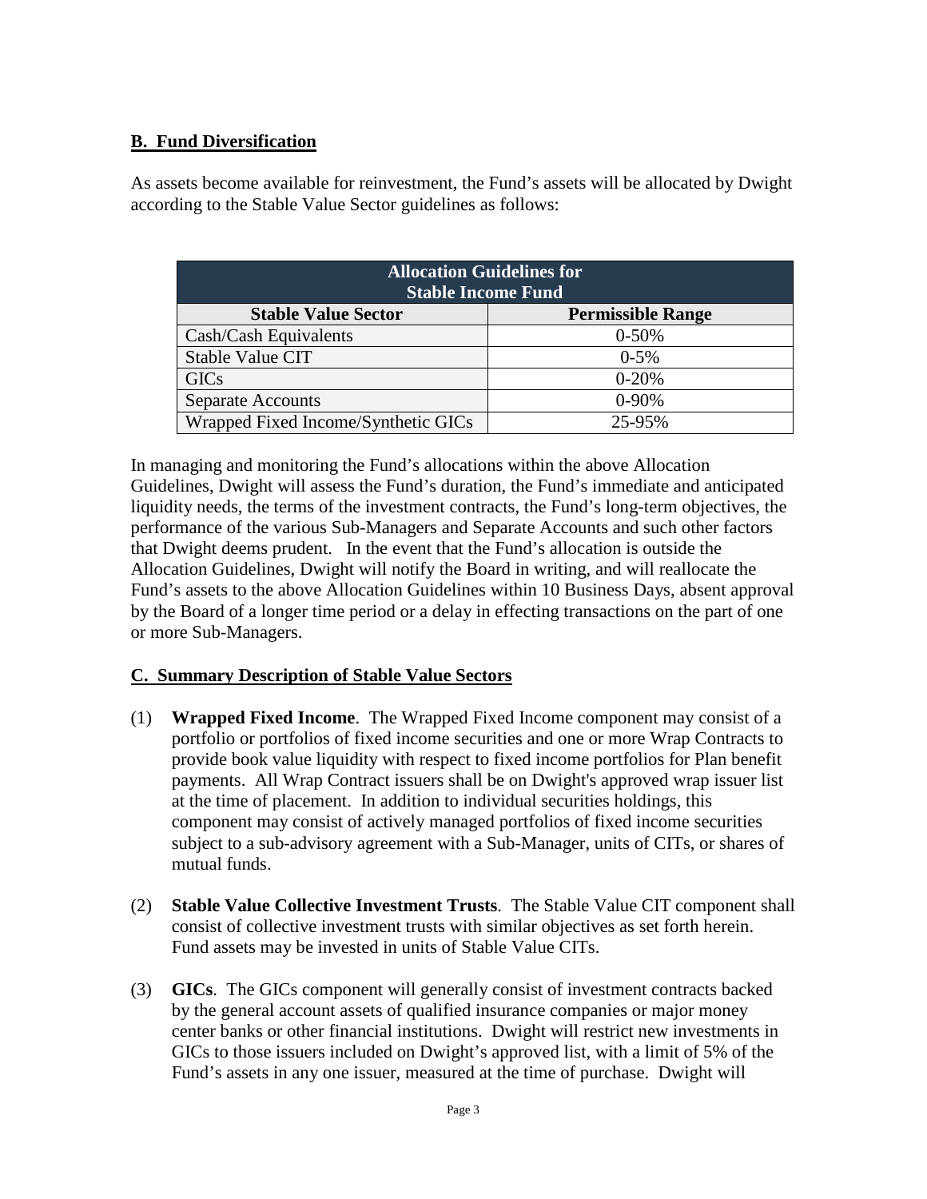## B. Fund Diversification

As assets become available for reinvestment, the Fund's assets will be allocated by Dwight according to the Stable Value Sector guidelines as follows:

| Allocation Guidelines for Stable Income Fund | |
|---|---|
| **Stable Value Sector** | **Permissible Range** |
| Cash/Cash Equivalents | 0-50% |
| Stable Value CIT | 0-5% |
| GICs | 0-20% |
| Separate Accounts | 0-90% |
| Wrapped Fixed Income/Synthetic GICs | 25-95% |

In managing and monitoring the Fund's allocations within the above Allocation Guidelines, Dwight will assess the Fund's duration, the Fund's immediate and anticipated liquidity needs, the terms of the investment contracts, the Fund's long-term objectives, the performance of the various Sub-Managers and Separate Accounts and such other factors that Dwight deems prudent. In the event that the Fund's allocation is outside the Allocation Guidelines, Dwight will notify the Board in writing, and will reallocate the Fund's assets to the above Allocation Guidelines within 10 Business Days, absent approval by the Board of a longer time period or a delay in effecting transactions on the part of one or more Sub-Managers.

## C. Summary Description of Stable Value Sectors

(1) **Wrapped Fixed Income**. The Wrapped Fixed Income component may consist of a portfolio or portfolios of fixed income securities and one or more Wrap Contracts to provide book value liquidity with respect to fixed income portfolios for Plan benefit payments. All Wrap Contract issuers shall be on Dwight's approved wrap issuer list at the time of placement. In addition to individual securities holdings, this component may consist of actively managed portfolios of fixed income securities subject to a sub-advisory agreement with a Sub-Manager, units of CITs, or shares of mutual funds.

(2) **Stable Value Collective Investment Trusts**. The Stable Value CIT component shall consist of collective investment trusts with similar objectives as set forth herein. Fund assets may be invested in units of Stable Value CITs.

(3) **GICs**. The GICs component will generally consist of investment contracts backed by the general account assets of qualified insurance companies or major money center banks or other financial institutions. Dwight will restrict new investments in GICs to those issuers included on Dwight's approved list, with a limit of 5% of the Fund's assets in any one issuer, measured at the time of purchase. Dwight will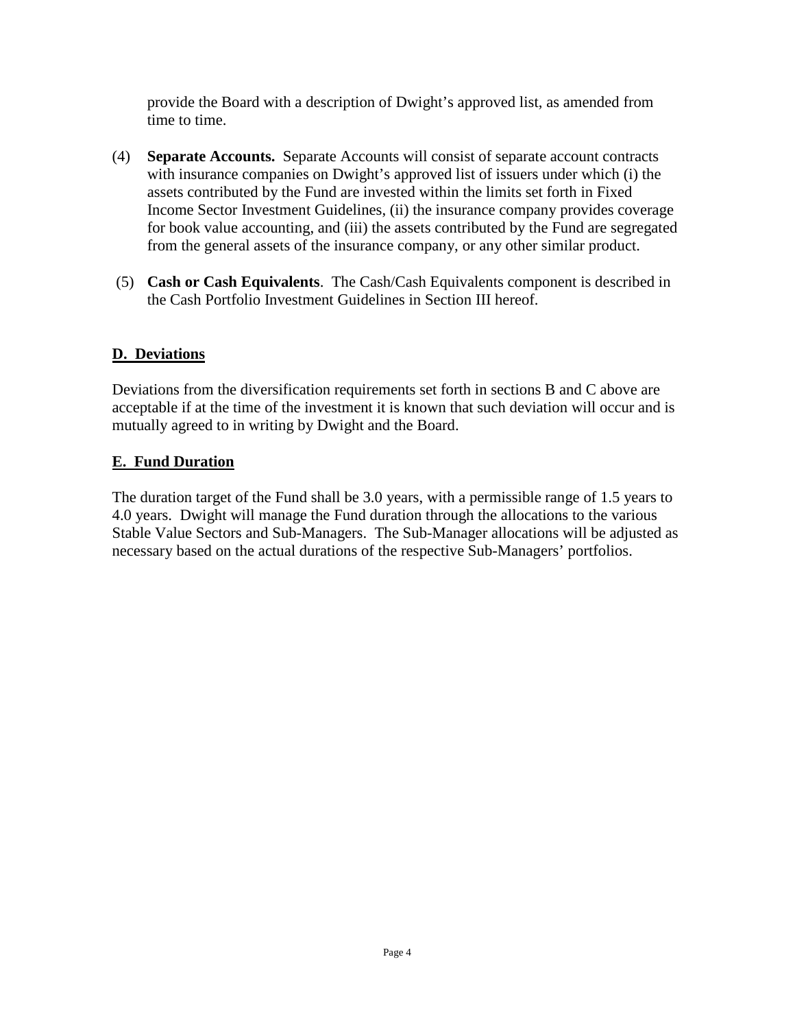provide the Board with a description of Dwight's approved list, as amended from time to time.

(4) **Separate Accounts.** Separate Accounts will consist of separate account contracts with insurance companies on Dwight's approved list of issuers under which (i) the assets contributed by the Fund are invested within the limits set forth in Fixed Income Sector Investment Guidelines, (ii) the insurance company provides coverage for book value accounting, and (iii) the assets contributed by the Fund are segregated from the general assets of the insurance company, or any other similar product.

(5) **Cash or Cash Equivalents**. The Cash/Cash Equivalents component is described in the Cash Portfolio Investment Guidelines in Section III hereof.

## D. Deviations

Deviations from the diversification requirements set forth in sections B and C above are acceptable if at the time of the investment it is known that such deviation will occur and is mutually agreed to in writing by Dwight and the Board.

## E. Fund Duration

The duration target of the Fund shall be 3.0 years, with a permissible range of 1.5 years to 4.0 years. Dwight will manage the Fund duration through the allocations to the various Stable Value Sectors and Sub-Managers. The Sub-Manager allocations will be adjusted as necessary based on the actual durations of the respective Sub-Managers' portfolios.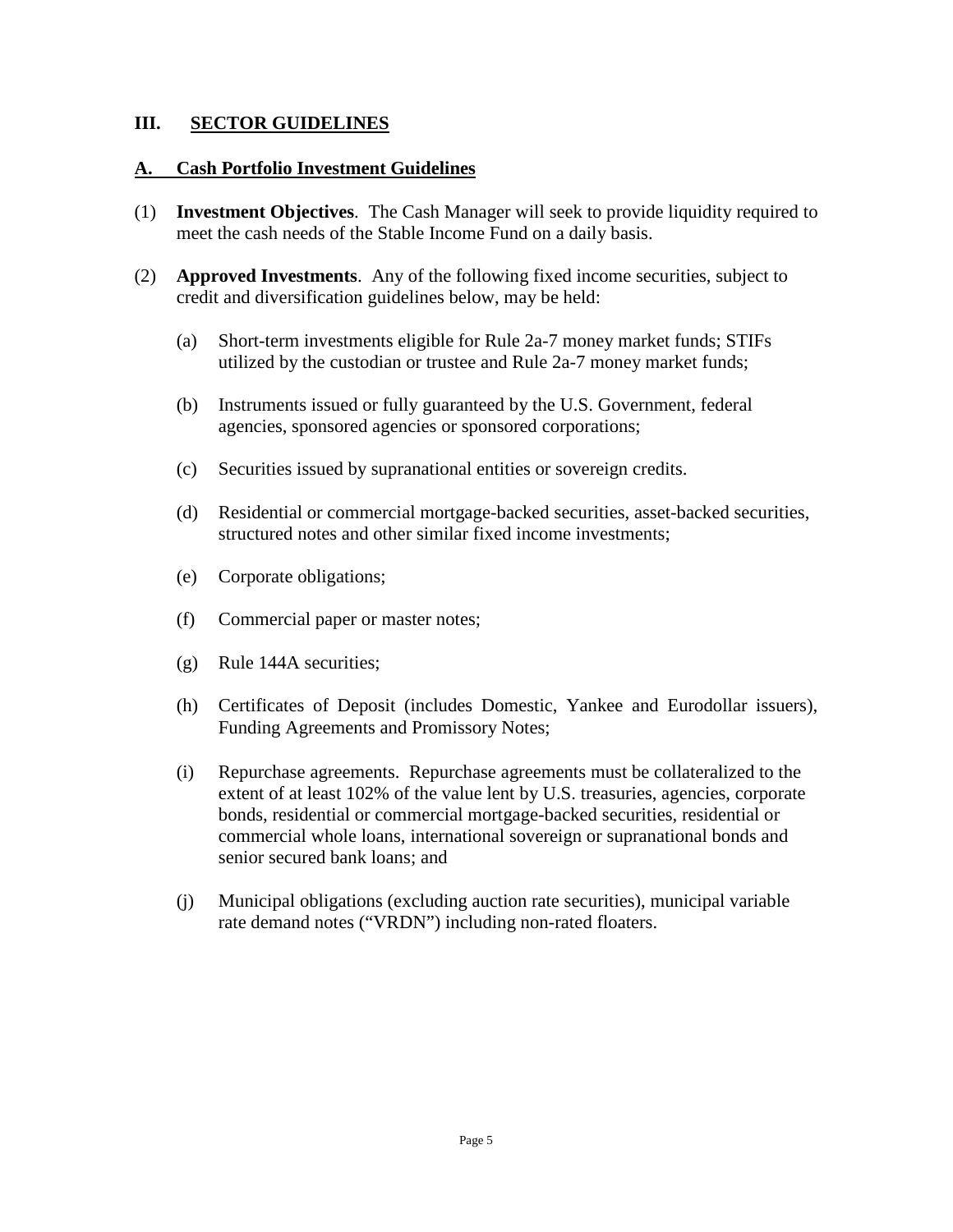## III. SECTOR GUIDELINES

### A. Cash Portfolio Investment Guidelines

(1) **Investment Objectives**. The Cash Manager will seek to provide liquidity required to meet the cash needs of the Stable Income Fund on a daily basis.

(2) **Approved Investments**. Any of the following fixed income securities, subject to credit and diversification guidelines below, may be held:

(a) Short-term investments eligible for Rule 2a-7 money market funds; STIFs utilized by the custodian or trustee and Rule 2a-7 money market funds;

(b) Instruments issued or fully guaranteed by the U.S. Government, federal agencies, sponsored agencies or sponsored corporations;

(c) Securities issued by supranational entities or sovereign credits.

(d) Residential or commercial mortgage-backed securities, asset-backed securities, structured notes and other similar fixed income investments;

(e) Corporate obligations;

(f) Commercial paper or master notes;

(g) Rule 144A securities;

(h) Certificates of Deposit (includes Domestic, Yankee and Eurodollar issuers), Funding Agreements and Promissory Notes;

(i) Repurchase agreements. Repurchase agreements must be collateralized to the extent of at least 102% of the value lent by U.S. treasuries, agencies, corporate bonds, residential or commercial mortgage-backed securities, residential or commercial whole loans, international sovereign or supranational bonds and senior secured bank loans; and

(j) Municipal obligations (excluding auction rate securities), municipal variable rate demand notes ("VRDN") including non-rated floaters.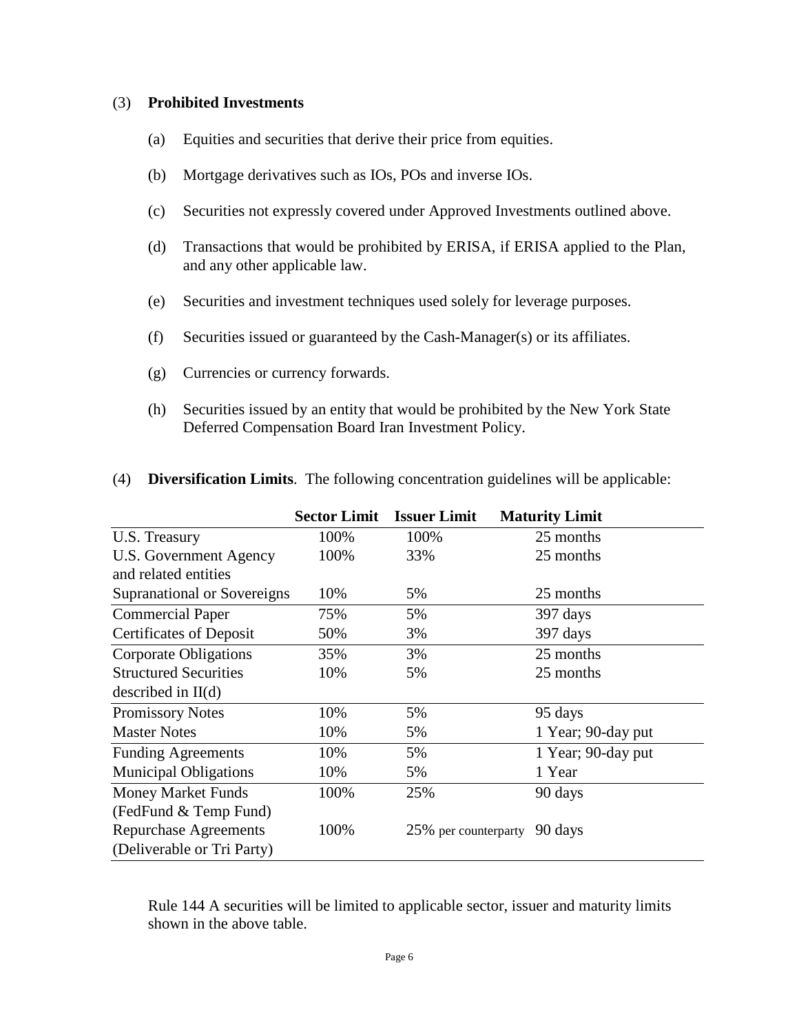(3) **Prohibited Investments**

(a) Equities and securities that derive their price from equities.

(b) Mortgage derivatives such as IOs, POs and inverse IOs.

(c) Securities not expressly covered under Approved Investments outlined above.

(d) Transactions that would be prohibited by ERISA, if ERISA applied to the Plan, and any other applicable law.

(e) Securities and investment techniques used solely for leverage purposes.

(f) Securities issued or guaranteed by the Cash-Manager(s) or its affiliates.

(g) Currencies or currency forwards.

(h) Securities issued by an entity that would be prohibited by the New York State Deferred Compensation Board Iran Investment Policy.

(4) **Diversification Limits**. The following concentration guidelines will be applicable:

| | Sector Limit | Issuer Limit | Maturity Limit |
|---|---|---|---|
| U.S. Treasury | 100% | 100% | 25 months |
| U.S. Government Agency and related entities | 100% | 33% | 25 months |
| Supranational or Sovereigns | 10% | 5% | 25 months |
| Commercial Paper | 75% | 5% | 397 days |
| Certificates of Deposit | 50% | 3% | 397 days |
| Corporate Obligations | 35% | 3% | 25 months |
| Structured Securities described in II(d) | 10% | 5% | 25 months |
| Promissory Notes | 10% | 5% | 95 days |
| Master Notes | 10% | 5% | 1 Year; 90-day put |
| Funding Agreements | 10% | 5% | 1 Year; 90-day put |
| Municipal Obligations | 10% | 5% | 1 Year |
| Money Market Funds (FedFund & Temp Fund) | 100% | 25% | 90 days |
| Repurchase Agreements (Deliverable or Tri Party) | 100% | 25% per counterparty | 90 days |

Rule 144 A securities will be limited to applicable sector, issuer and maturity limits shown in the above table.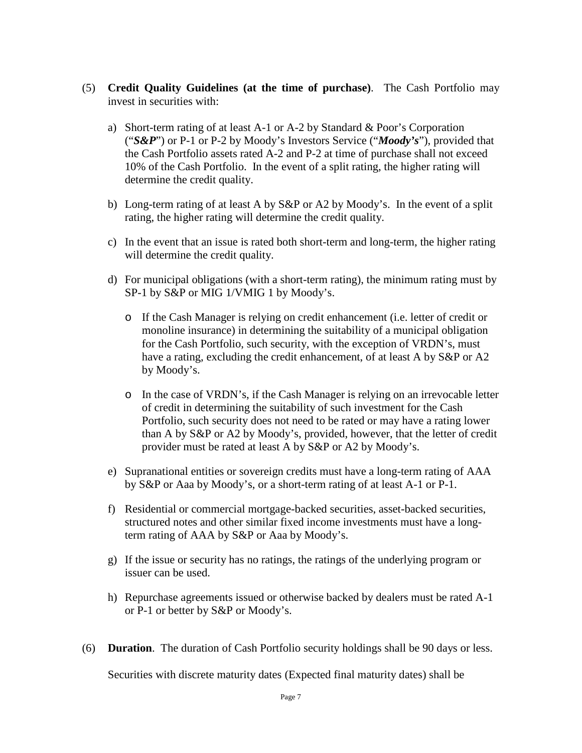(5) **Credit Quality Guidelines (at the time of purchase)**. The Cash Portfolio may invest in securities with:

a) Short-term rating of at least A-1 or A-2 by Standard & Poor's Corporation ("***S&P***") or P-1 or P-2 by Moody's Investors Service ("***Moody's***"), provided that the Cash Portfolio assets rated A-2 and P-2 at time of purchase shall not exceed 10% of the Cash Portfolio. In the event of a split rating, the higher rating will determine the credit quality.

b) Long-term rating of at least A by S&P or A2 by Moody's. In the event of a split rating, the higher rating will determine the credit quality.

c) In the event that an issue is rated both short-term and long-term, the higher rating will determine the credit quality.

d) For municipal obligations (with a short-term rating), the minimum rating must by SP-1 by S&P or MIG 1/VMIG 1 by Moody's.

   - If the Cash Manager is relying on credit enhancement (i.e. letter of credit or monoline insurance) in determining the suitability of a municipal obligation for the Cash Portfolio, such security, with the exception of VRDN's, must have a rating, excluding the credit enhancement, of at least A by S&P or A2 by Moody's.

   - In the case of VRDN's, if the Cash Manager is relying on an irrevocable letter of credit in determining the suitability of such investment for the Cash Portfolio, such security does not need to be rated or may have a rating lower than A by S&P or A2 by Moody's, provided, however, that the letter of credit provider must be rated at least A by S&P or A2 by Moody's.

e) Supranational entities or sovereign credits must have a long-term rating of AAA by S&P or Aaa by Moody's, or a short-term rating of at least A-1 or P-1.

f) Residential or commercial mortgage-backed securities, asset-backed securities, structured notes and other similar fixed income investments must have a long-term rating of AAA by S&P or Aaa by Moody's.

g) If the issue or security has no ratings, the ratings of the underlying program or issuer can be used.

h) Repurchase agreements issued or otherwise backed by dealers must be rated A-1 or P-1 or better by S&P or Moody's.

(6) **Duration**. The duration of Cash Portfolio security holdings shall be 90 days or less.

Securities with discrete maturity dates (Expected final maturity dates) shall be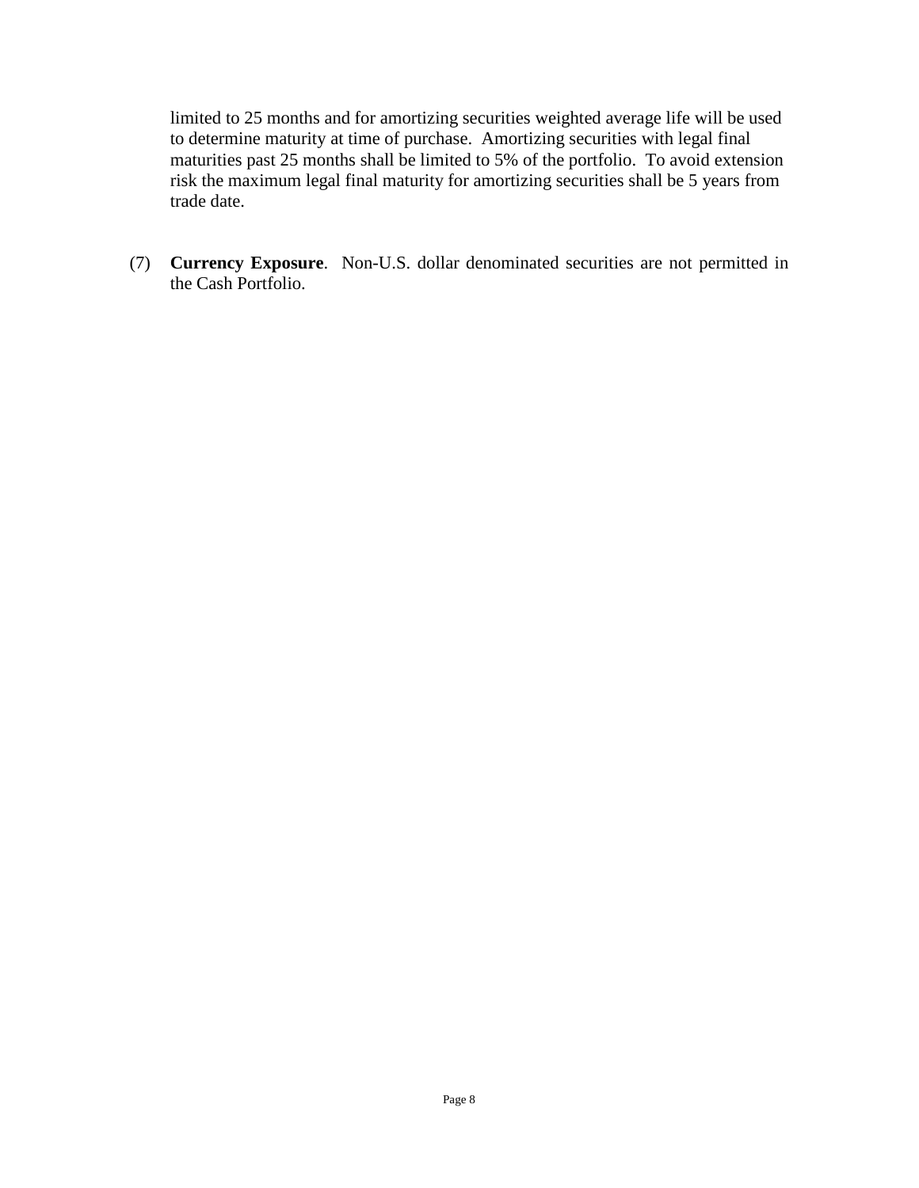limited to 25 months and for amortizing securities weighted average life will be used to determine maturity at time of purchase. Amortizing securities with legal final maturities past 25 months shall be limited to 5% of the portfolio. To avoid extension risk the maximum legal final maturity for amortizing securities shall be 5 years from trade date.

(7) **Currency Exposure**. Non-U.S. dollar denominated securities are not permitted in the Cash Portfolio.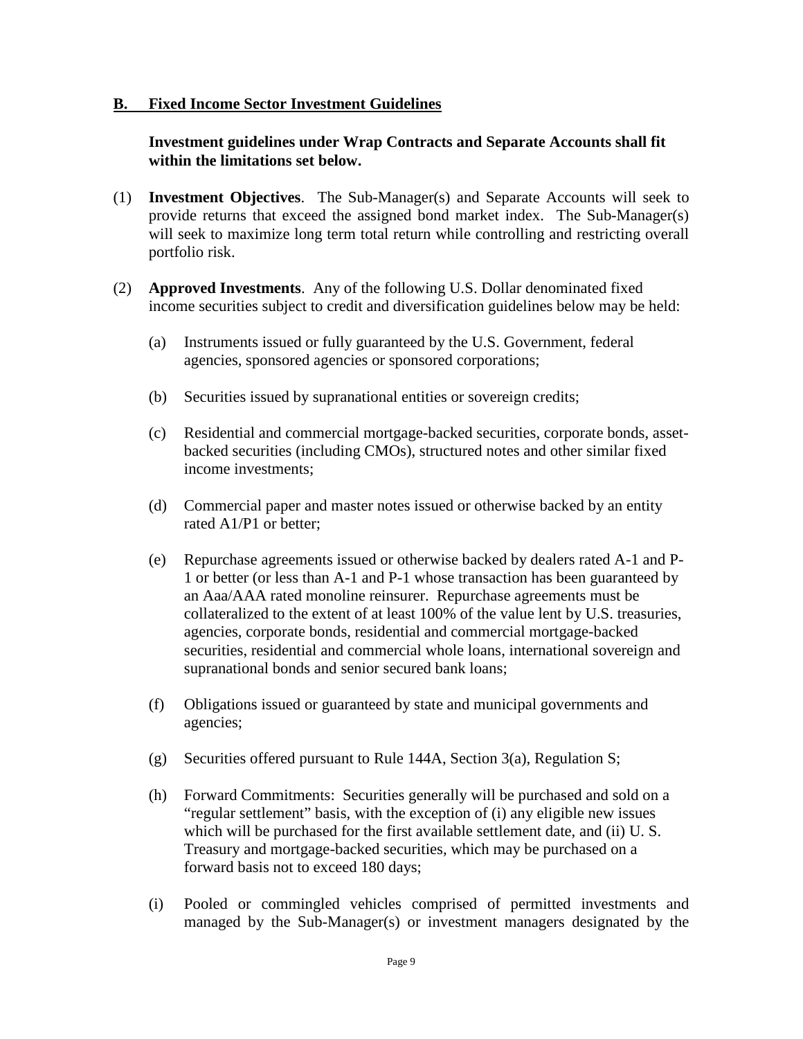## B. Fixed Income Sector Investment Guidelines

**Investment guidelines under Wrap Contracts and Separate Accounts shall fit within the limitations set below.**

(1) **Investment Objectives**. The Sub-Manager(s) and Separate Accounts will seek to provide returns that exceed the assigned bond market index. The Sub-Manager(s) will seek to maximize long term total return while controlling and restricting overall portfolio risk.

(2) **Approved Investments**. Any of the following U.S. Dollar denominated fixed income securities subject to credit and diversification guidelines below may be held:

(a) Instruments issued or fully guaranteed by the U.S. Government, federal agencies, sponsored agencies or sponsored corporations;

(b) Securities issued by supranational entities or sovereign credits;

(c) Residential and commercial mortgage-backed securities, corporate bonds, asset-backed securities (including CMOs), structured notes and other similar fixed income investments;

(d) Commercial paper and master notes issued or otherwise backed by an entity rated A1/P1 or better;

(e) Repurchase agreements issued or otherwise backed by dealers rated A-1 and P-1 or better (or less than A-1 and P-1 whose transaction has been guaranteed by an Aaa/AAA rated monoline reinsurer. Repurchase agreements must be collateralized to the extent of at least 100% of the value lent by U.S. treasuries, agencies, corporate bonds, residential and commercial mortgage-backed securities, residential and commercial whole loans, international sovereign and supranational bonds and senior secured bank loans;

(f) Obligations issued or guaranteed by state and municipal governments and agencies;

(g) Securities offered pursuant to Rule 144A, Section 3(a), Regulation S;

(h) Forward Commitments: Securities generally will be purchased and sold on a "regular settlement" basis, with the exception of (i) any eligible new issues which will be purchased for the first available settlement date, and (ii) U. S. Treasury and mortgage-backed securities, which may be purchased on a forward basis not to exceed 180 days;

(i) Pooled or commingled vehicles comprised of permitted investments and managed by the Sub-Manager(s) or investment managers designated by the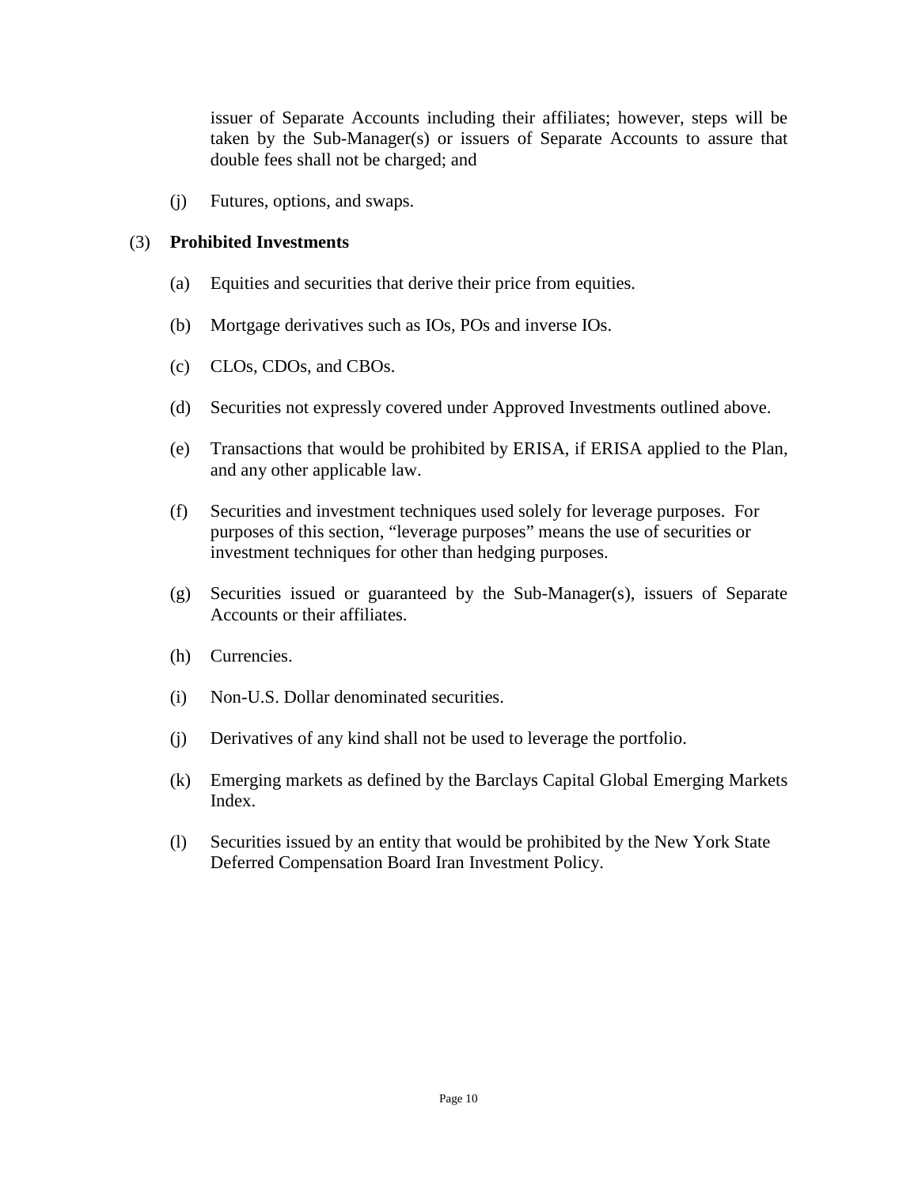issuer of Separate Accounts including their affiliates; however, steps will be taken by the Sub-Manager(s) or issuers of Separate Accounts to assure that double fees shall not be charged; and

(j) Futures, options, and swaps.

(3) **Prohibited Investments**

(a) Equities and securities that derive their price from equities.

(b) Mortgage derivatives such as IOs, POs and inverse IOs.

(c) CLOs, CDOs, and CBOs.

(d) Securities not expressly covered under Approved Investments outlined above.

(e) Transactions that would be prohibited by ERISA, if ERISA applied to the Plan, and any other applicable law.

(f) Securities and investment techniques used solely for leverage purposes. For purposes of this section, "leverage purposes" means the use of securities or investment techniques for other than hedging purposes.

(g) Securities issued or guaranteed by the Sub-Manager(s), issuers of Separate Accounts or their affiliates.

(h) Currencies.

(i) Non-U.S. Dollar denominated securities.

(j) Derivatives of any kind shall not be used to leverage the portfolio.

(k) Emerging markets as defined by the Barclays Capital Global Emerging Markets Index.

(l) Securities issued by an entity that would be prohibited by the New York State Deferred Compensation Board Iran Investment Policy.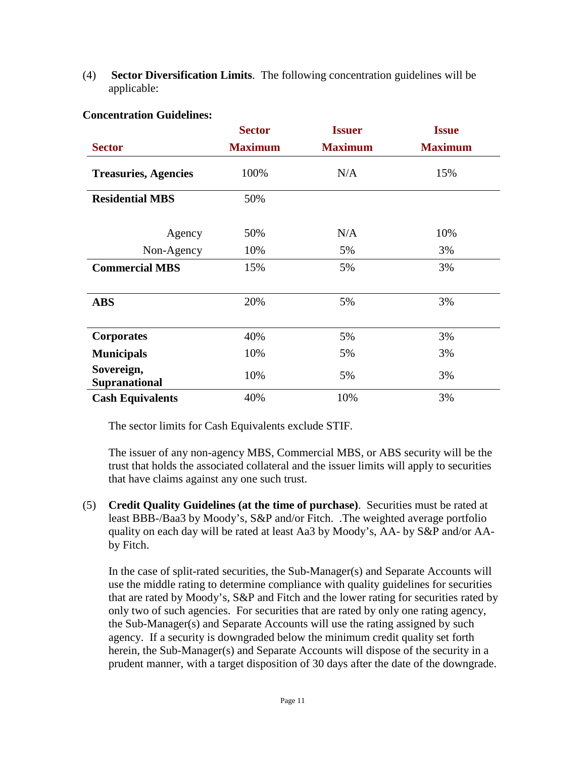(4) **Sector Diversification Limits**. The following concentration guidelines will be applicable:

**Concentration Guidelines:**

| Sector | Sector Maximum | Issuer Maximum | Issue Maximum |
|---|---|---|---|
| **Treasuries, Agencies** | 100% | N/A | 15% |
| **Residential MBS** | 50% | | |
| Agency | 50% | N/A | 10% |
| Non-Agency | 10% | 5% | 3% |
| **Commercial MBS** | 15% | 5% | 3% |
| **ABS** | 20% | 5% | 3% |
| **Corporates** | 40% | 5% | 3% |
| **Municipals** | 10% | 5% | 3% |
| **Sovereign, Supranational** | 10% | 5% | 3% |
| **Cash Equivalents** | 40% | 10% | 3% |

The sector limits for Cash Equivalents exclude STIF.

The issuer of any non-agency MBS, Commercial MBS, or ABS security will be the trust that holds the associated collateral and the issuer limits will apply to securities that have claims against any one such trust.

(5) **Credit Quality Guidelines (at the time of purchase)**. Securities must be rated at least BBB-/Baa3 by Moody's, S&P and/or Fitch. .The weighted average portfolio quality on each day will be rated at least Aa3 by Moody's, AA- by S&P and/or AA- by Fitch.

In the case of split-rated securities, the Sub-Manager(s) and Separate Accounts will use the middle rating to determine compliance with quality guidelines for securities that are rated by Moody's, S&P and Fitch and the lower rating for securities rated by only two of such agencies. For securities that are rated by only one rating agency, the Sub-Manager(s) and Separate Accounts will use the rating assigned by such agency. If a security is downgraded below the minimum credit quality set forth herein, the Sub-Manager(s) and Separate Accounts will dispose of the security in a prudent manner, with a target disposition of 30 days after the date of the downgrade.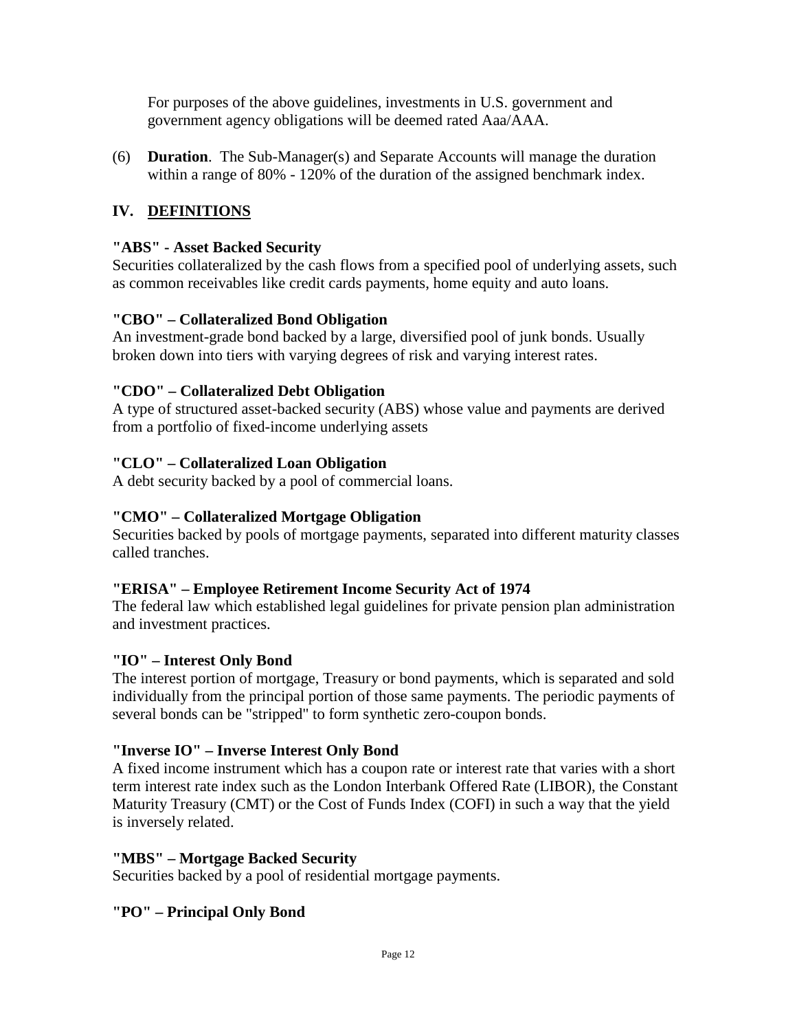For purposes of the above guidelines, investments in U.S. government and government agency obligations will be deemed rated Aaa/AAA.

(6) **Duration**. The Sub-Manager(s) and Separate Accounts will manage the duration within a range of 80% - 120% of the duration of the assigned benchmark index.

## IV. DEFINITIONS

**"ABS" - Asset Backed Security**
Securities collateralized by the cash flows from a specified pool of underlying assets, such as common receivables like credit cards payments, home equity and auto loans.

**"CBO" – Collateralized Bond Obligation**
An investment-grade bond backed by a large, diversified pool of junk bonds. Usually broken down into tiers with varying degrees of risk and varying interest rates.

**"CDO" – Collateralized Debt Obligation**
A type of structured asset-backed security (ABS) whose value and payments are derived from a portfolio of fixed-income underlying assets

**"CLO" – Collateralized Loan Obligation**
A debt security backed by a pool of commercial loans.

**"CMO" – Collateralized Mortgage Obligation**
Securities backed by pools of mortgage payments, separated into different maturity classes called tranches.

**"ERISA" – Employee Retirement Income Security Act of 1974**
The federal law which established legal guidelines for private pension plan administration and investment practices.

**"IO" – Interest Only Bond**
The interest portion of mortgage, Treasury or bond payments, which is separated and sold individually from the principal portion of those same payments. The periodic payments of several bonds can be "stripped" to form synthetic zero-coupon bonds.

**"Inverse IO" – Inverse Interest Only Bond**
A fixed income instrument which has a coupon rate or interest rate that varies with a short term interest rate index such as the London Interbank Offered Rate (LIBOR), the Constant Maturity Treasury (CMT) or the Cost of Funds Index (COFI) in such a way that the yield is inversely related.

**"MBS" – Mortgage Backed Security**
Securities backed by a pool of residential mortgage payments.

**"PO" – Principal Only Bond**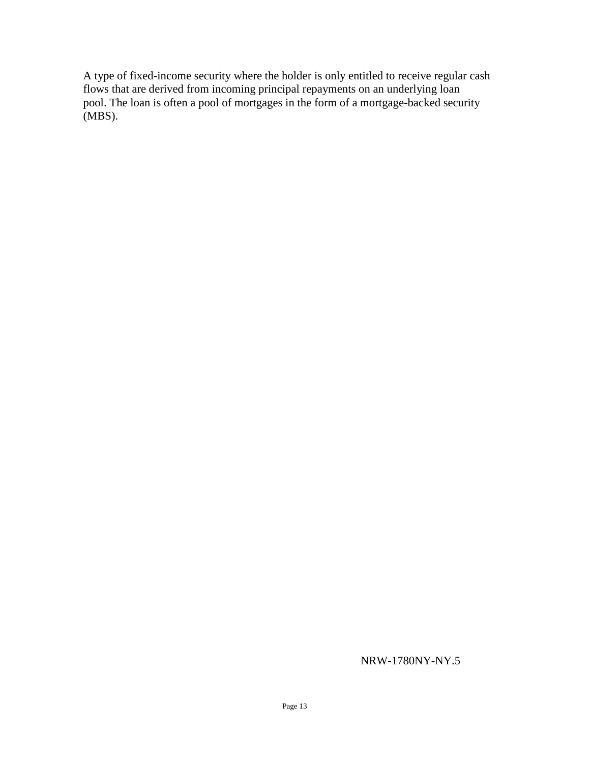A type of fixed-income security where the holder is only entitled to receive regular cash flows that are derived from incoming principal repayments on an underlying loan pool. The loan is often a pool of mortgages in the form of a mortgage-backed security (MBS).

NRW-1780NY-NY.5